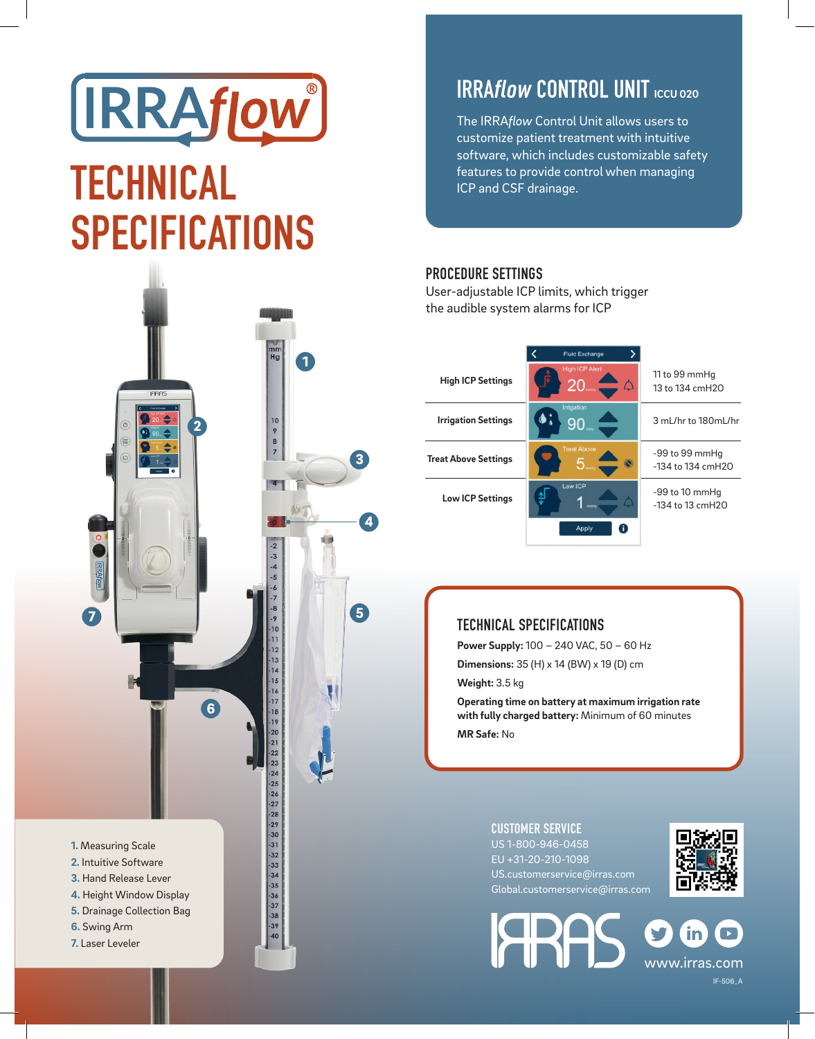# IRRA*flow*®

# TECHNICAL SPECIFICATIONS

## IRRA*flow* CONTROL UNIT ICCU 020

The IRRA*flow* Control Unit allows users to customize patient treatment with intuitive software, which includes customizable safety features to provide control when managing ICP and CSF drainage.

### PROCEDURE SETTINGS

User-adjustable ICP limits, which trigger the audible system alarms for ICP

| Setting | Range |
|---|---|
| High ICP Settings | 11 to 99 mmHg<br>13 to 134 cmH2O |
| Irrigation Settings | 3 mL/hr to 180mL/hr |
| Treat Above Settings | -99 to 99 mmHg<br>-134 to 134 cmH2O |
| Low ICP Settings | -99 to 10 mmHg<br>-134 to 13 cmH2O |

### TECHNICAL SPECIFICATIONS

**Power Supply:** 100 – 240 VAC, 50 – 60 Hz

**Dimensions:** 35 (H) x 14 (BW) x 19 (D) cm

**Weight:** 3.5 kg

**Operating time on battery at maximum irrigation rate with fully charged battery:** Minimum of 60 minutes

**MR Safe:** No

1. Measuring Scale
2. Intuitive Software
3. Hand Release Lever
4. Height Window Display
5. Drainage Collection Bag
6. Swing Arm
7. Laser Leveler

### CUSTOMER SERVICE

US 1-800-946-0458
EU +31-20-210-1098
US.customerservice@irras.com
Global.customerservice@irras.com

IRRAS

www.irras.com

IF-506_A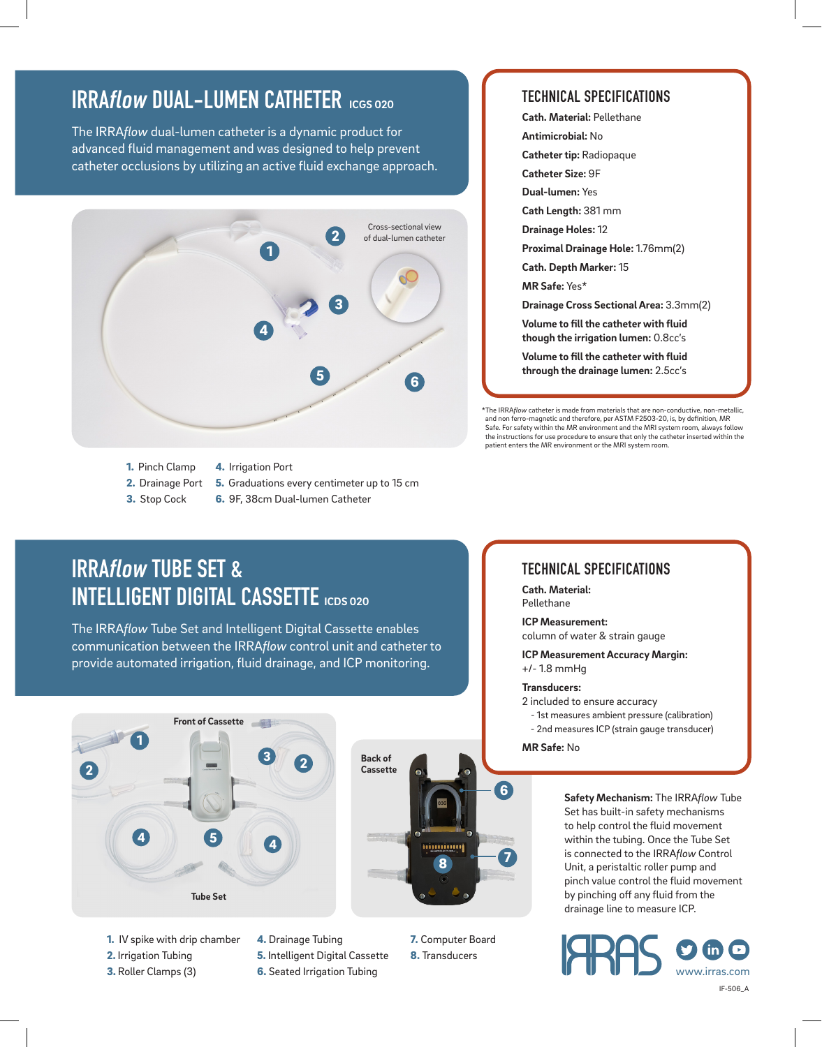# IRRA*flow* DUAL-LUMEN CATHETER ICGS 020

The IRRA*flow* dual-lumen catheter is a dynamic product for advanced fluid management and was designed to help prevent catheter occlusions by utilizing an active fluid exchange approach.

Cross-sectional view of dual-lumen catheter

1. Pinch Clamp
2. Drainage Port
3. Stop Cock
4. Irrigation Port
5. Graduations every centimeter up to 15 cm
6. 9F, 38cm Dual-lumen Catheter

## TECHNICAL SPECIFICATIONS

**Cath. Material:** Pellethane

**Antimicrobial:** No

**Catheter tip:** Radiopaque

**Catheter Size:** 9F

**Dual-lumen:** Yes

**Cath Length:** 381 mm

**Drainage Holes:** 12

**Proximal Drainage Hole:** 1.76mm(2)

**Cath. Depth Marker:** 15

**MR Safe:** Yes*

**Drainage Cross Sectional Area:** 3.3mm(2)

**Volume to fill the catheter with fluid though the irrigation lumen:** 0.8cc's

**Volume to fill the catheter with fluid through the drainage lumen:** 2.5cc's

*The IRRA*flow* catheter is made from materials that are non-conductive, non-metallic, and non ferro-magnetic and therefore, per ASTM F2503-20, is, by definition, MR Safe. For safety within the MR environment and the MRI system room, always follow the instructions for use procedure to ensure that only the catheter inserted within the patient enters the MR environment or the MRI system room.

# IRRA*flow* TUBE SET & INTELLIGENT DIGITAL CASSETTE ICDS 020

The IRRA*flow* Tube Set and Intelligent Digital Cassette enables communication between the IRRA*flow* control unit and catheter to provide automated irrigation, fluid drainage, and ICP monitoring.

Front of Cassette

Tube Set

Back of Cassette

1. IV spike with drip chamber
2. Irrigation Tubing
3. Roller Clamps (3)
4. Drainage Tubing
5. Intelligent Digital Cassette
6. Seated Irrigation Tubing
7. Computer Board
8. Transducers

## TECHNICAL SPECIFICATIONS

**Cath. Material:**
Pellethane

**ICP Measurement:**
column of water & strain gauge

**ICP Measurement Accuracy Margin:**
+/- 1.8 mmHg

**Transducers:**
2 included to ensure accuracy
- 1st measures ambient pressure (calibration)
- 2nd measures ICP (strain gauge transducer)

**MR Safe:** No

**Safety Mechanism:** The IRRA*flow* Tube Set has built-in safety mechanisms to help control the fluid movement within the tubing. Once the Tube Set is connected to the IRRA*flow* Control Unit, a peristaltic roller pump and pinch value control the fluid movement by pinching off any fluid from the drainage line to measure ICP.

IRRAS

www.irras.com

IF-506_A